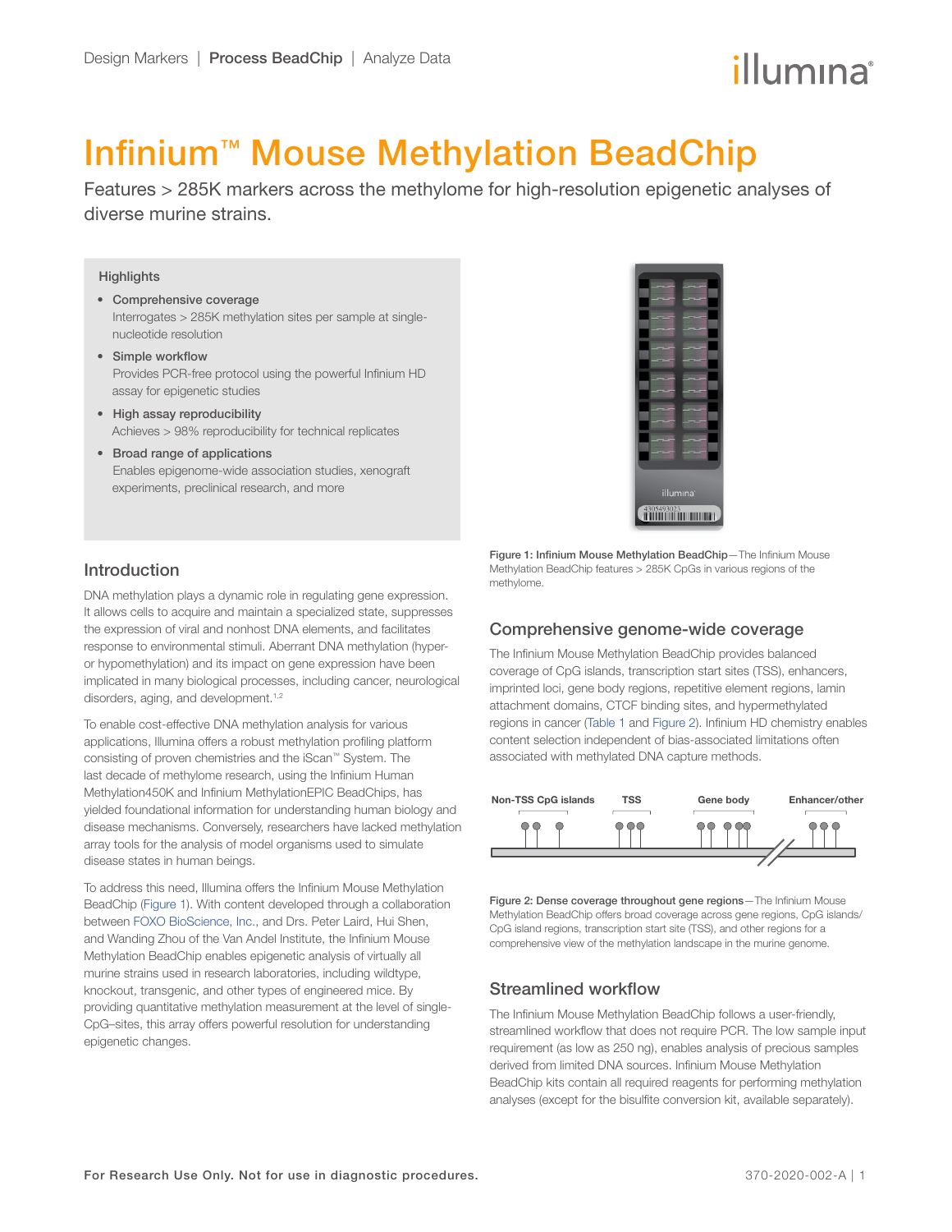# Infinium™ Mouse Methylation BeadChip

Features > 285K markers across the methylome for high-resolution epigenetic analyses of diverse murine strains.

## Highlights

- **Comprehensive coverage**
  Interrogates > 285K methylation sites per sample at single-nucleotide resolution
- **Simple workflow**
  Provides PCR-free protocol using the powerful Infinium HD assay for epigenetic studies
- **High assay reproducibility**
  Achieves > 98% reproducibility for technical replicates
- **Broad range of applications**
  Enables epigenome-wide association studies, xenograft experiments, preclinical research, and more

Figure 1: Infinium Mouse Methylation BeadChip—The Infinium Mouse Methylation BeadChip features > 285K CpGs in various regions of the methylome.

## Introduction

DNA methylation plays a dynamic role in regulating gene expression. It allows cells to acquire and maintain a specialized state, suppresses the expression of viral and nonhost DNA elements, and facilitates response to environmental stimuli. Aberrant DNA methylation (hyper- or hypomethylation) and its impact on gene expression have been implicated in many biological processes, including cancer, neurological disorders, aging, and development.[1,2]

To enable cost-effective DNA methylation analysis for various applications, Illumina offers a robust methylation profiling platform consisting of proven chemistries and the iScan™ System. The last decade of methylome research, using the Infinium Human Methylation450K and Infinium MethylationEPIC BeadChips, has yielded foundational information for understanding human biology and disease mechanisms. Conversely, researchers have lacked methylation array tools for the analysis of model organisms used to simulate disease states in human beings.

To address this need, Illumina offers the Infinium Mouse Methylation BeadChip (Figure 1). With content developed through a collaboration between FOXO BioScience, Inc., and Drs. Peter Laird, Hui Shen, and Wanding Zhou of the Van Andel Institute, the Infinium Mouse Methylation BeadChip enables epigenetic analysis of virtually all murine strains used in research laboratories, including wildtype, knockout, transgenic, and other types of engineered mice. By providing quantitative methylation measurement at the level of single-CpG–sites, this array offers powerful resolution for understanding epigenetic changes.

## Comprehensive genome-wide coverage

The Infinium Mouse Methylation BeadChip provides balanced coverage of CpG islands, transcription start sites (TSS), enhancers, imprinted loci, gene body regions, repetitive element regions, lamin attachment domains, CTCF binding sites, and hypermethylated regions in cancer (Table 1 and Figure 2). Infinium HD chemistry enables content selection independent of bias-associated limitations often associated with methylated DNA capture methods.

Non-TSS CpG islands | TSS | Gene body | Enhancer/other

Figure 2: Dense coverage throughout gene regions—The Infinium Mouse Methylation BeadChip offers broad coverage across gene regions, CpG islands/CpG island regions, transcription start site (TSS), and other regions for a comprehensive view of the methylation landscape in the murine genome.

## Streamlined workflow

The Infinium Mouse Methylation BeadChip follows a user-friendly, streamlined workflow that does not require PCR. The low sample input requirement (as low as 250 ng), enables analysis of precious samples derived from limited DNA sources. Infinium Mouse Methylation BeadChip kits contain all required reagents for performing methylation analyses (except for the bisulfite conversion kit, available separately).

For Research Use Only. Not for use in diagnostic procedures.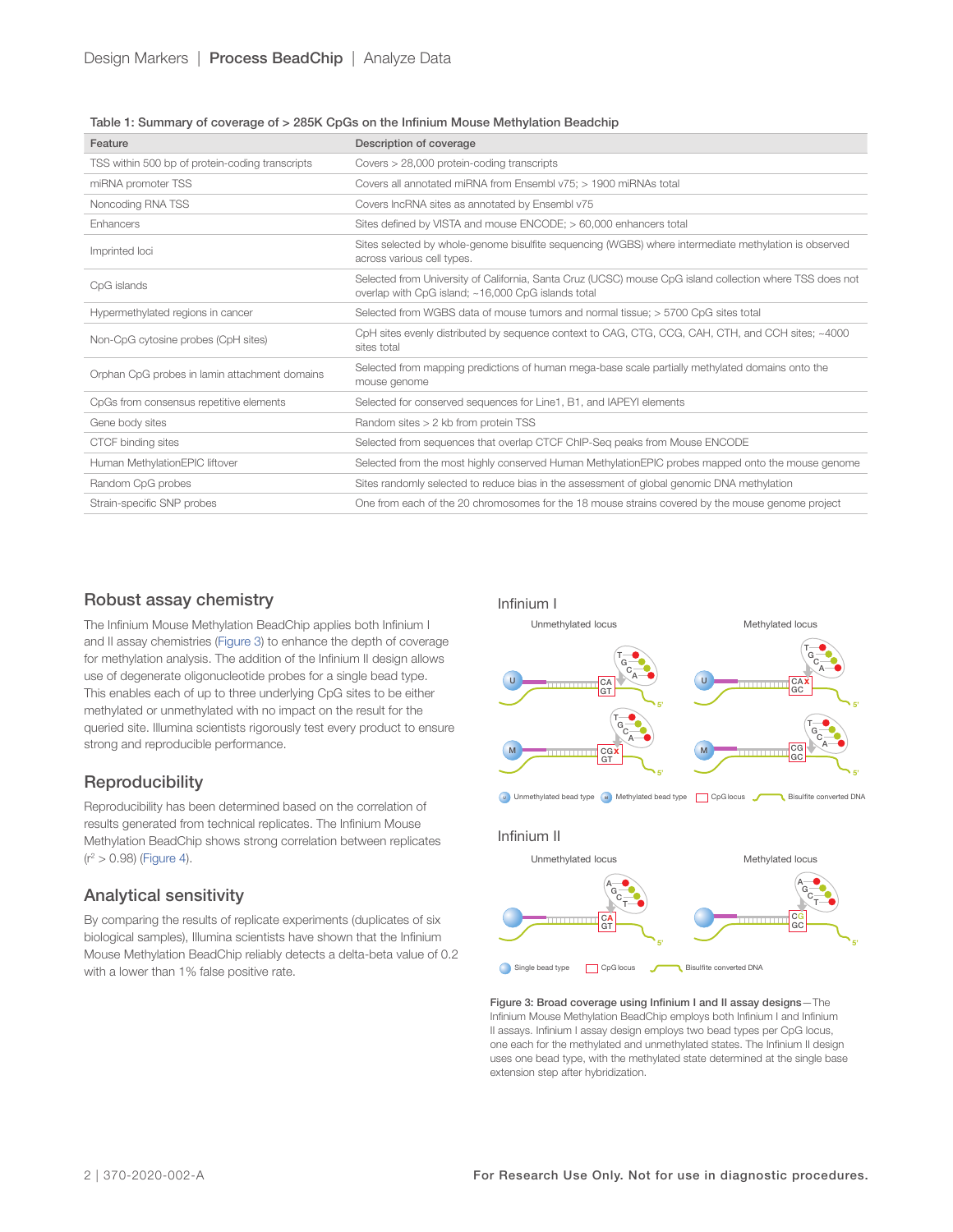Table 1: Summary of coverage of > 285K CpGs on the Infinium Mouse Methylation Beadchip

| Feature | Description of coverage |
|---|---|
| TSS within 500 bp of protein-coding transcripts | Covers > 28,000 protein-coding transcripts |
| miRNA promoter TSS | Covers all annotated miRNA from Ensembl v75; > 1900 miRNAs total |
| Noncoding RNA TSS | Covers lncRNA sites as annotated by Ensembl v75 |
| Enhancers | Sites defined by VISTA and mouse ENCODE; > 60,000 enhancers total |
| Imprinted loci | Sites selected by whole-genome bisulfite sequencing (WGBS) where intermediate methylation is observed across various cell types. |
| CpG islands | Selected from University of California, Santa Cruz (UCSC) mouse CpG island collection where TSS does not overlap with CpG island; ~16,000 CpG islands total |
| Hypermethylated regions in cancer | Selected from WGBS data of mouse tumors and normal tissue; > 5700 CpG sites total |
| Non-CpG cytosine probes (CpH sites) | CpH sites evenly distributed by sequence context to CAG, CTG, CCG, CAH, CTH, and CCH sites; ~4000 sites total |
| Orphan CpG probes in lamin attachment domains | Selected from mapping predictions of human mega-scale partially methylated domains onto the mouse genome |
| CpGs from consensus repetitive elements | Selected for conserved sequences for Line1, B1, and IAPEYI elements |
| Gene body sites | Random sites > 2 kb from protein TSS |
| CTCF binding sites | Selected from sequences that overlap CTCF ChIP-Seq peaks from Mouse ENCODE |
| Human MethylationEPIC liftover | Selected from the most highly conserved Human MethylationEPIC probes mapped onto the mouse genome |
| Random CpG probes | Sites randomly selected to reduce bias in the assessment of global genomic DNA methylation |
| Strain-specific SNP probes | One from each of the 20 chromosomes for the 18 mouse strains covered by the mouse genome project |

## Robust assay chemistry

The Infinium Mouse Methylation BeadChip applies both Infinium I and II assay chemistries (Figure 3) to enhance the depth of coverage for methylation analysis. The addition of the Infinium II design allows use of degenerate oligonucleotide probes for a single bead type. This enables each of up to three underlying CpG sites to be either methylated or unmethylated with no impact on the result for the queried site. Illumina scientists rigorously test every product to ensure strong and reproducible performance.

## Reproducibility

Reproducibility has been determined based on the correlation of results generated from technical replicates. The Infinium Mouse Methylation BeadChip shows strong correlation between replicates ($r^2$ > 0.98) (Figure 4).

## Analytical sensitivity

By comparing the results of replicate experiments (duplicates of six biological samples), Illumina scientists have shown that the Infinium Mouse Methylation BeadChip reliably detects a delta-beta value of 0.2 with a lower than 1% false positive rate.

**Figure 3: Broad coverage using Infinium I and II assay designs**—The Infinium Mouse Methylation BeadChip employs both Infinium I and Infinium II assays. Infinium I assay design employs two bead types per CpG locus, one each for the methylated and unmethylated states. The Infinium II design uses one bead type, with the methylated state determined at the single base extension step after hybridization.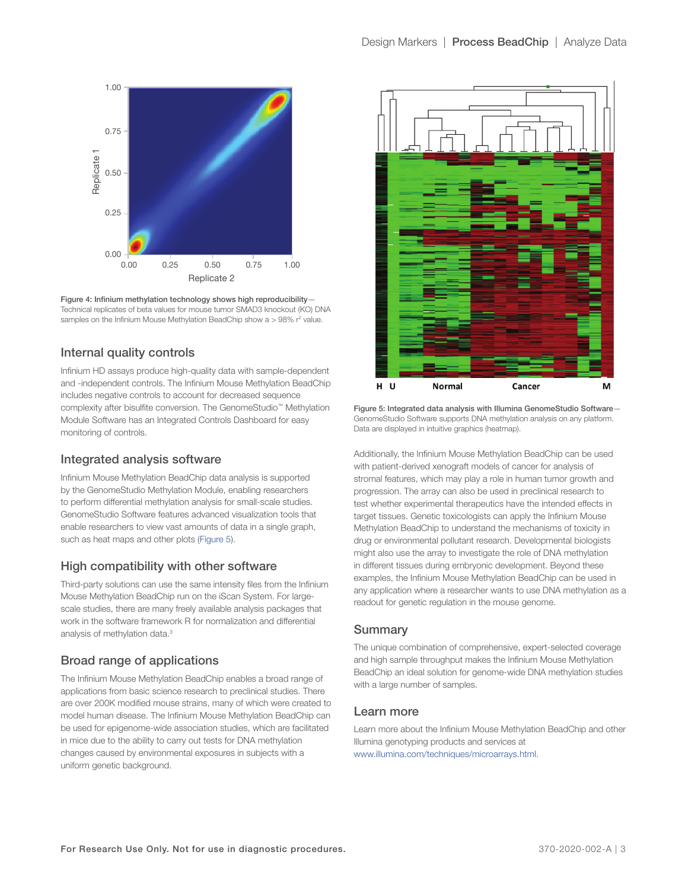Figure 4: Infinium methylation technology shows high reproducibility—Technical replicates of beta values for mouse tumor SMAD3 knockout (KO) DNA samples on the Infinium Mouse Methylation BeadChip show a > 98% $r^2$ value.

## Internal quality controls

Infinium HD assays produce high-quality data with sample-dependent and -independent controls. The Infinium Mouse Methylation BeadChip includes negative controls to account for decreased sequence complexity after bisulfite conversion. The GenomeStudio™ Methylation Module Software has an Integrated Controls Dashboard for easy monitoring of controls.

## Integrated analysis software

Infinium Mouse Methylation BeadChip data analysis is supported by the GenomeStudio Methylation Module, enabling researchers to perform differential methylation analysis for small-scale studies. GenomeStudio Software features advanced visualization tools that enable researchers to view vast amounts of data in a single graph, such as heat maps and other plots (Figure 5).

## High compatibility with other software

Third-party solutions can use the same intensity files from the Infinium Mouse Methylation BeadChip run on the iScan System. For large-scale studies, there are many freely available analysis packages that work in the software framework R for normalization and differential analysis of methylation data.[3]

## Broad range of applications

The Infinium Mouse Methylation BeadChip enables a broad range of applications from basic science research to preclinical studies. There are over 200K modified mouse strains, many of which were created to model human disease. The Infinium Mouse Methylation BeadChip can be used for epigenome-wide association studies, which are facilitated in mice due to the ability to carry out tests for DNA methylation changes caused by environmental exposures in subjects with a uniform genetic background.

Figure 5: Integrated data analysis with Illumina GenomeStudio Software—GenomeStudio Software supports DNA methylation analysis on any platform. Data are displayed in intuitive graphics (heatmap).

Additionally, the Infinium Mouse Methylation BeadChip can be used with patient-derived xenograft models of cancer for analysis of stromal features, which may play a role in human tumor growth and progression. The array can also be used in preclinical research to test whether experimental therapeutics have the intended effects in target tissues. Genetic toxicologists can apply the Infinium Mouse Methylation BeadChip to understand the mechanisms of toxicity in drug or environmental pollutant research. Developmental biologists might also use the array to investigate the role of DNA methylation in different tissues during embryonic development. Beyond these examples, the Infinium Mouse Methylation BeadChip can be used in any application where a researcher wants to use DNA methylation as a readout for genetic regulation in the mouse genome.

## Summary

The unique combination of comprehensive, expert-selected coverage and high sample throughput makes the Infinium Mouse Methylation BeadChip an ideal solution for genome-wide DNA methylation studies with a large number of samples.

## Learn more

Learn more about the Infinium Mouse Methylation BeadChip and other Illumina genotyping products and services at www.illumina.com/techniques/microarrays.html.

For Research Use Only. Not for use in diagnostic procedures.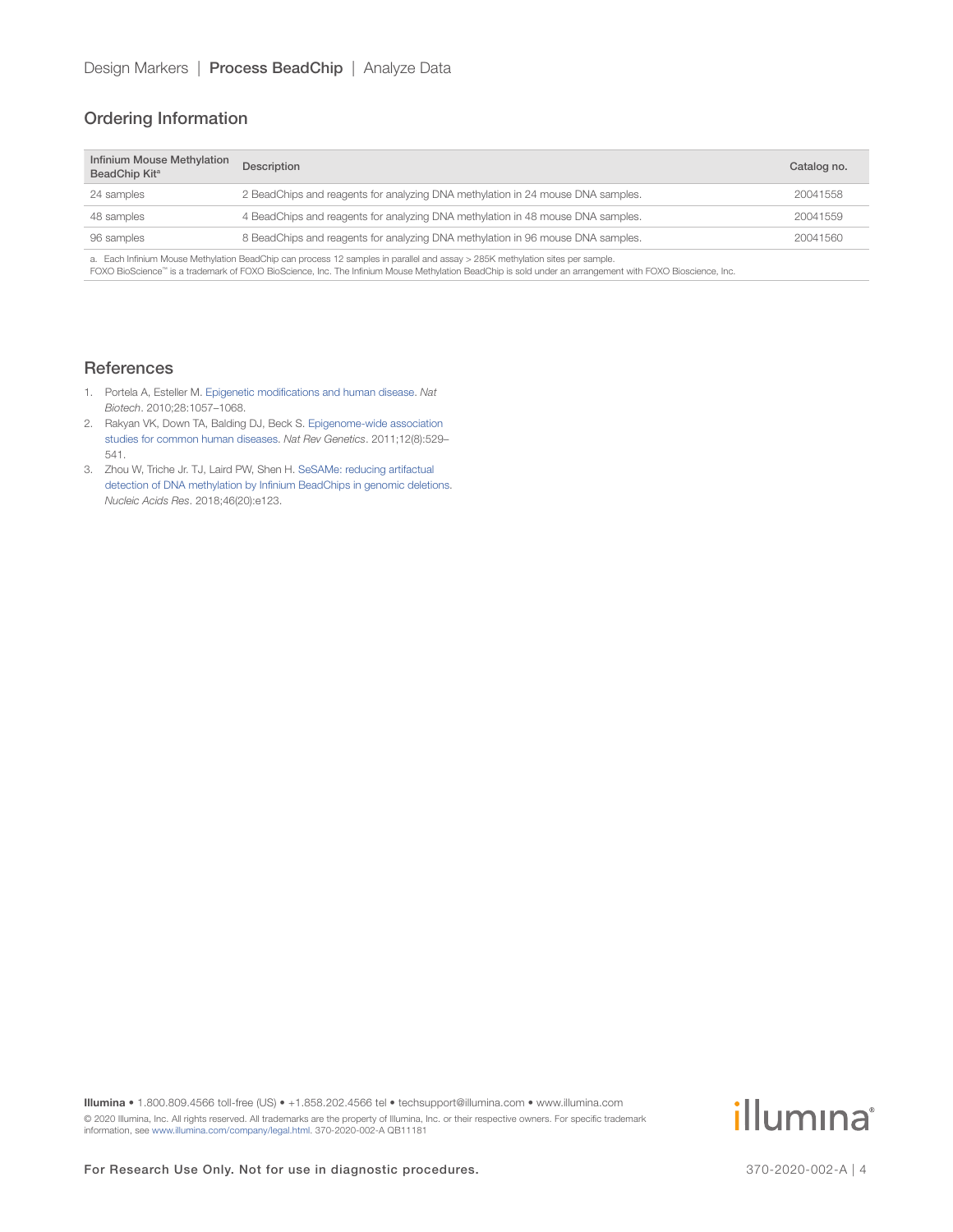Design Markers | **Process BeadChip** | Analyze Data

## Ordering Information

| Infinium Mouse Methylation BeadChip Kit[a] | Description | Catalog no. |
|---|---|---|
| 24 samples | 2 BeadChips and reagents for analyzing DNA methylation in 24 mouse DNA samples. | 20041558 |
| 48 samples | 4 BeadChips and reagents for analyzing DNA methylation in 48 mouse DNA samples. | 20041559 |
| 96 samples | 8 BeadChips and reagents for analyzing DNA methylation in 96 mouse DNA samples. | 20041560 |

a. Each Infinium Mouse Methylation BeadChip can process 12 samples in parallel and assay > 285K methylation sites per sample.
FOXO BioScience™ is a trademark of FOXO BioScience, Inc. The Infinium Mouse Methylation BeadChip is sold under an arrangement with FOXO Bioscience, Inc.

## References

1. Portela A, Esteller M. Epigenetic modifications and human disease. *Nat Biotech*. 2010;28:1057–1068.
2. Rakyan VK, Down TA, Balding DJ, Beck S. Epigenome-wide association studies for common human diseases. *Nat Rev Genetics*. 2011;12(8):529–541.
3. Zhou W, Triche Jr. TJ, Laird PW, Shen H. SeSAMe: reducing artifactual detection of DNA methylation by Infinium BeadChips in genomic deletions. *Nucleic Acids Res*. 2018;46(20):e123.

**Illumina** • 1.800.809.4566 toll-free (US) • +1.858.202.4566 tel • techsupport@illumina.com • www.illumina.com

© 2020 Illumina, Inc. All rights reserved. All trademarks are the property of Illumina, Inc. or their respective owners. For specific trademark information, see www.illumina.com/company/legal.html. 370-2020-002-A QB11181

For Research Use Only. Not for use in diagnostic procedures.